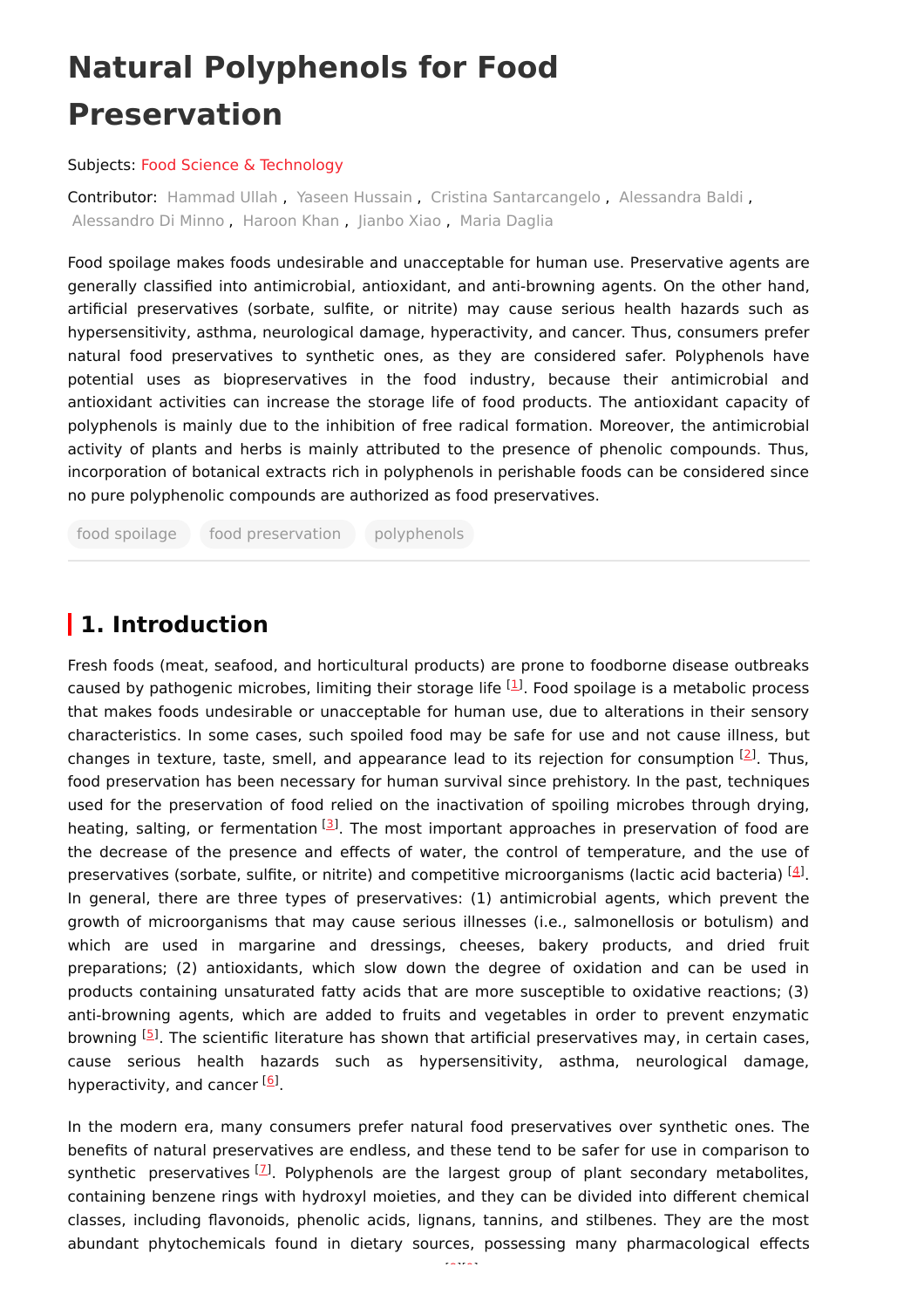# Natural Polyphenols for Food Preservation

Subjects: Food Science & Technology

Contributor: Hammad Ullah , Yaseen Hussain , Cristina Santarcangelo , Alessandra Baldi , Alessandro Di Minno , Haroon Khan , Jianbo Xiao , Maria Daglia

Food spoilage makes foods undesirable and unacceptable for human use. Preservative agents are generally classified into antimicrobial, antioxidant, and anti-browning agents. On the other hand, artificial preservatives (sorbate, sulfite, or nitrite) may cause serious health hazards such as hypersensitivity, asthma, neurological damage, hyperactivity, and cancer. Thus, consumers prefer natural food preservatives to synthetic ones, as they are considered safer. Polyphenols have potential uses as biopreservatives in the food industry, because their antimicrobial and antioxidant activities can increase the storage life of food products. The antioxidant capacity of polyphenols is mainly due to the inhibition of free radical formation. Moreover, the antimicrobial activity of plants and herbs is mainly attributed to the presence of phenolic compounds. Thus, incorporation of botanical extracts rich in polyphenols in perishable foods can be considered since no pure polyphenolic compounds are authorized as food preservatives.

food spoilage food preservation polyphenols

## 1. Introduction

Fresh foods (meat, seafood, and horticultural products) are prone to foodborne disease outbreaks caused by pathogenic microbes, limiting their storage life [1]. Food spoilage is a metabolic process that makes foods undesirable or unacceptable for human use, due to alterations in their sensory characteristics. In some cases, such spoiled food may be safe for use and not cause illness, but changes in texture, taste, smell, and appearance lead to its rejection for consumption [2]. Thus, food preservation has been necessary for human survival since prehistory. In the past, techniques used for the preservation of food relied on the inactivation of spoiling microbes through drying, heating, salting, or fermentation [3]. The most important approaches in preservation of food are the decrease of the presence and effects of water, the control of temperature, and the use of preservatives (sorbate, sulfite, or nitrite) and competitive microorganisms (lactic acid bacteria) [4]. In general, there are three types of preservatives: (1) antimicrobial agents, which prevent the growth of microorganisms that may cause serious illnesses (i.e., salmonellosis or botulism) and which are used in margarine and dressings, cheeses, bakery products, and dried fruit preparations; (2) antioxidants, which slow down the degree of oxidation and can be used in products containing unsaturated fatty acids that are more susceptible to oxidative reactions; (3) anti-browning agents, which are added to fruits and vegetables in order to prevent enzymatic browning [5]. The scientific literature has shown that artificial preservatives may, in certain cases, cause serious health hazards such as hypersensitivity, asthma, neurological damage, hyperactivity, and cancer [6].

In the modern era, many consumers prefer natural food preservatives over synthetic ones. The benefits of natural preservatives are endless, and these tend to be safer for use in comparison to synthetic preservatives [7]. Polyphenols are the largest group of plant secondary metabolites, containing benzene rings with hydroxyl moieties, and they can be divided into different chemical classes, including flavonoids, phenolic acids, lignans, tannins, and stilbenes. They are the most abundant phytochemicals found in dietary sources, possessing many pharmacological effects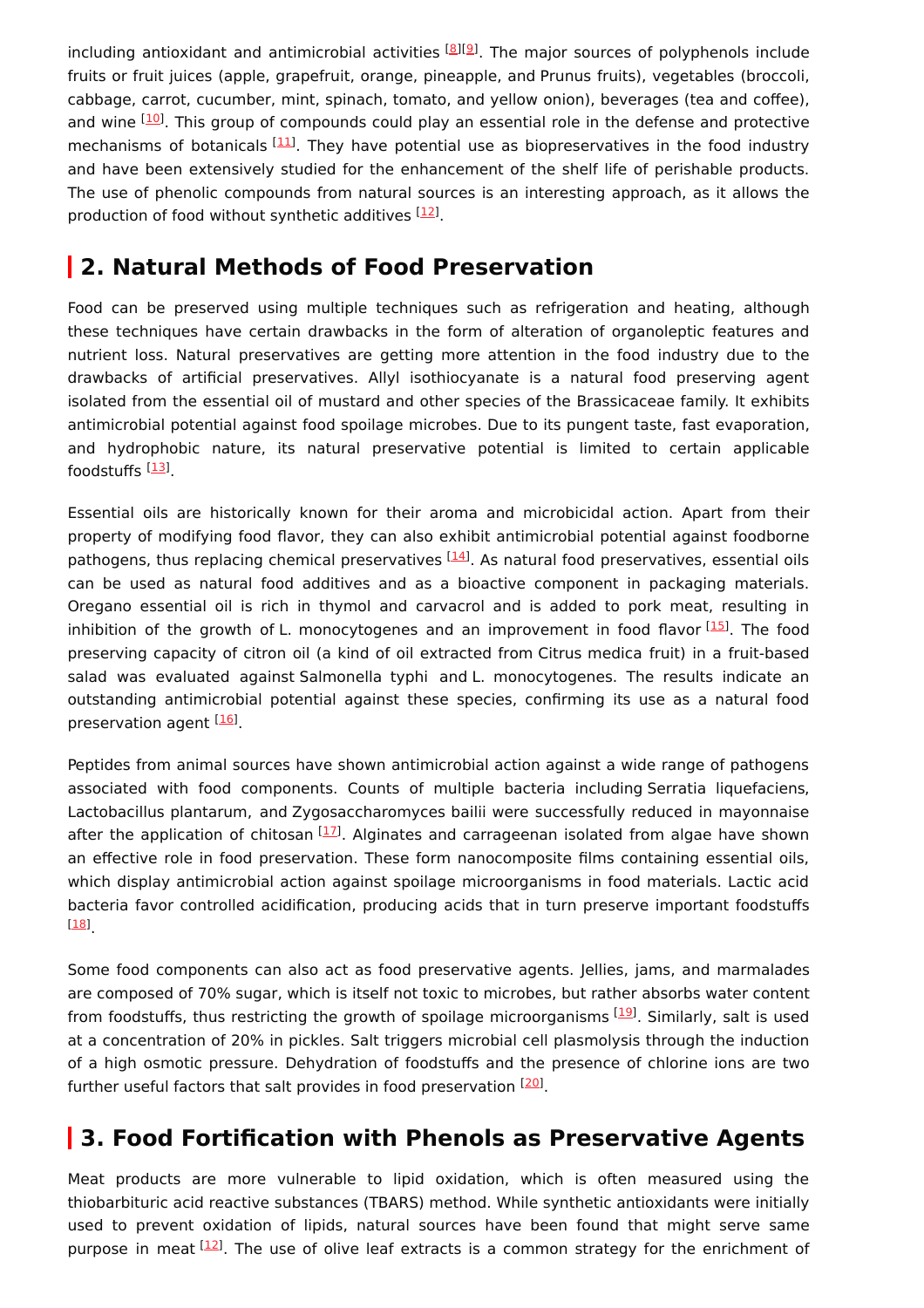including antioxidant and antimicrobial activities [8][9]. The major sources of polyphenols include fruits or fruit juices (apple, grapefruit, orange, pineapple, and Prunus fruits), vegetables (broccoli, cabbage, carrot, cucumber, mint, spinach, tomato, and yellow onion), beverages (tea and coffee), and wine [10]. This group of compounds could play an essential role in the defense and protective mechanisms of botanicals [11]. They have potential use as biopreservatives in the food industry and have been extensively studied for the enhancement of the shelf life of perishable products. The use of phenolic compounds from natural sources is an interesting approach, as it allows the production of food without synthetic additives [12].

## 2. Natural Methods of Food Preservation

Food can be preserved using multiple techniques such as refrigeration and heating, although these techniques have certain drawbacks in the form of alteration of organoleptic features and nutrient loss. Natural preservatives are getting more attention in the food industry due to the drawbacks of artificial preservatives. Allyl isothiocyanate is a natural food preserving agent isolated from the essential oil of mustard and other species of the Brassicaceae family. It exhibits antimicrobial potential against food spoilage microbes. Due to its pungent taste, fast evaporation, and hydrophobic nature, its natural preservative potential is limited to certain applicable foodstuffs [13].

Essential oils are historically known for their aroma and microbicidal action. Apart from their property of modifying food flavor, they can also exhibit antimicrobial potential against foodborne pathogens, thus replacing chemical preservatives [14]. As natural food preservatives, essential oils can be used as natural food additives and as a bioactive component in packaging materials. Oregano essential oil is rich in thymol and carvacrol and is added to pork meat, resulting in inhibition of the growth of L. monocytogenes and an improvement in food flavor [15]. The food preserving capacity of citron oil (a kind of oil extracted from Citrus medica fruit) in a fruit-based salad was evaluated against Salmonella typhi and L. monocytogenes. The results indicate an outstanding antimicrobial potential against these species, confirming its use as a natural food preservation agent [16].

Peptides from animal sources have shown antimicrobial action against a wide range of pathogens associated with food components. Counts of multiple bacteria including Serratia liquefaciens, Lactobacillus plantarum, and Zygosaccharomyces bailii were successfully reduced in mayonnaise after the application of chitosan [17]. Alginates and carrageenan isolated from algae have shown an effective role in food preservation. These form nanocomposite films containing essential oils, which display antimicrobial action against spoilage microorganisms in food materials. Lactic acid bacteria favor controlled acidification, producing acids that in turn preserve important foodstuffs [18].

Some food components can also act as food preservative agents. Jellies, jams, and marmalades are composed of 70% sugar, which is itself not toxic to microbes, but rather absorbs water content from foodstuffs, thus restricting the growth of spoilage microorganisms [19]. Similarly, salt is used at a concentration of 20% in pickles. Salt triggers microbial cell plasmolysis through the induction of a high osmotic pressure. Dehydration of foodstuffs and the presence of chlorine ions are two further useful factors that salt provides in food preservation [20].

## 3. Food Fortification with Phenols as Preservative Agents

Meat products are more vulnerable to lipid oxidation, which is often measured using the thiobarbituric acid reactive substances (TBARS) method. While synthetic antioxidants were initially used to prevent oxidation of lipids, natural sources have been found that might serve same purpose in meat [12]. The use of olive leaf extracts is a common strategy for the enrichment of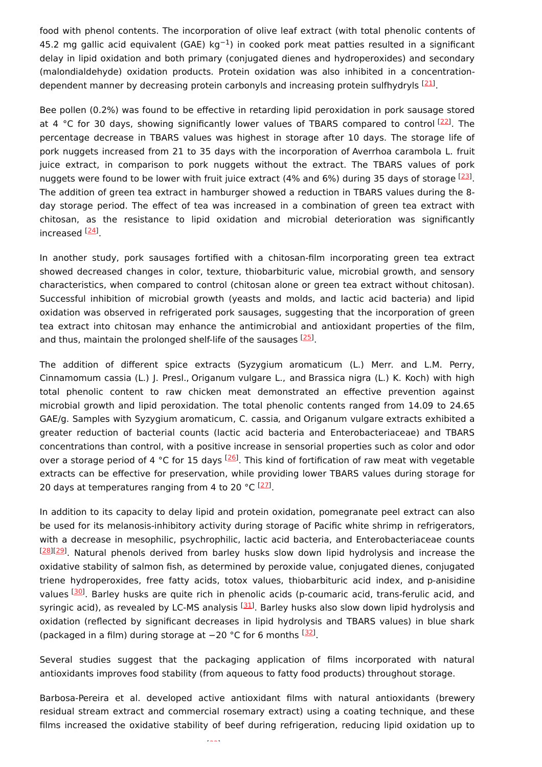food with phenol contents. The incorporation of olive leaf extract (with total phenolic contents of 45.2 mg gallic acid equivalent (GAE) $kg^{-1}$) in cooked pork meat patties resulted in a significant delay in lipid oxidation and both primary (conjugated dienes and hydroperoxides) and secondary (malondialdehyde) oxidation products. Protein oxidation was also inhibited in a concentration-dependent manner by decreasing protein carbonyls and increasing protein sulfhydryls [21].

Bee pollen (0.2%) was found to be effective in retarding lipid peroxidation in pork sausage stored at 4 °C for 30 days, showing significantly lower values of TBARS compared to control [22]. The percentage decrease in TBARS values was highest in storage after 10 days. The storage life of pork nuggets increased from 21 to 35 days with the incorporation of Averrhoa carambola L. fruit juice extract, in comparison to pork nuggets without the extract. The TBARS values of pork nuggets were found to be lower with fruit juice extract (4% and 6%) during 35 days of storage [23]. The addition of green tea extract in hamburger showed a reduction in TBARS values during the 8-day storage period. The effect of tea was increased in a combination of green tea extract with chitosan, as the resistance to lipid oxidation and microbial deterioration was significantly increased [24].

In another study, pork sausages fortified with a chitosan-film incorporating green tea extract showed decreased changes in color, texture, thiobarbituric value, microbial growth, and sensory characteristics, when compared to control (chitosan alone or green tea extract without chitosan). Successful inhibition of microbial growth (yeasts and molds, and lactic acid bacteria) and lipid oxidation was observed in refrigerated pork sausages, suggesting that the incorporation of green tea extract into chitosan may enhance the antimicrobial and antioxidant properties of the film, and thus, maintain the prolonged shelf-life of the sausages [25].

The addition of different spice extracts (Syzygium aromaticum (L.) Merr. and L.M. Perry, Cinnamomum cassia (L.) J. Presl., Origanum vulgare L., and Brassica nigra (L.) K. Koch) with high total phenolic content to raw chicken meat demonstrated an effective prevention against microbial growth and lipid peroxidation. The total phenolic contents ranged from 14.09 to 24.65 GAE/g. Samples with Syzygium aromaticum, C. cassia, and Origanum vulgare extracts exhibited a greater reduction of bacterial counts (lactic acid bacteria and Enterobacteriaceae) and TBARS concentrations than control, with a positive increase in sensorial properties such as color and odor over a storage period of 4 °C for 15 days [26]. This kind of fortification of raw meat with vegetable extracts can be effective for preservation, while providing lower TBARS values during storage for 20 days at temperatures ranging from 4 to 20 °C [27].

In addition to its capacity to delay lipid and protein oxidation, pomegranate peel extract can also be used for its melanosis-inhibitory activity during storage of Pacific white shrimp in refrigerators, with a decrease in mesophilic, psychrophilic, lactic acid bacteria, and Enterobacteriaceae counts [28][29]. Natural phenols derived from barley husks slow down lipid hydrolysis and increase the oxidative stability of salmon fish, as determined by peroxide value, conjugated dienes, conjugated triene hydroperoxides, free fatty acids, totox values, thiobarbituric acid index, and p-anisidine values [30]. Barley husks are quite rich in phenolic acids (p-coumaric acid, trans-ferulic acid, and syringic acid), as revealed by LC-MS analysis [31]. Barley husks also slow down lipid hydrolysis and oxidation (reflected by significant decreases in lipid hydrolysis and TBARS values) in blue shark (packaged in a film) during storage at −20 °C for 6 months [32].

Several studies suggest that the packaging application of films incorporated with natural antioxidants improves food stability (from aqueous to fatty food products) throughout storage.

Barbosa-Pereira et al. developed active antioxidant films with natural antioxidants (brewery residual stream extract and commercial rosemary extract) using a coating technique, and these films increased the oxidative stability of beef during refrigeration, reducing lipid oxidation up to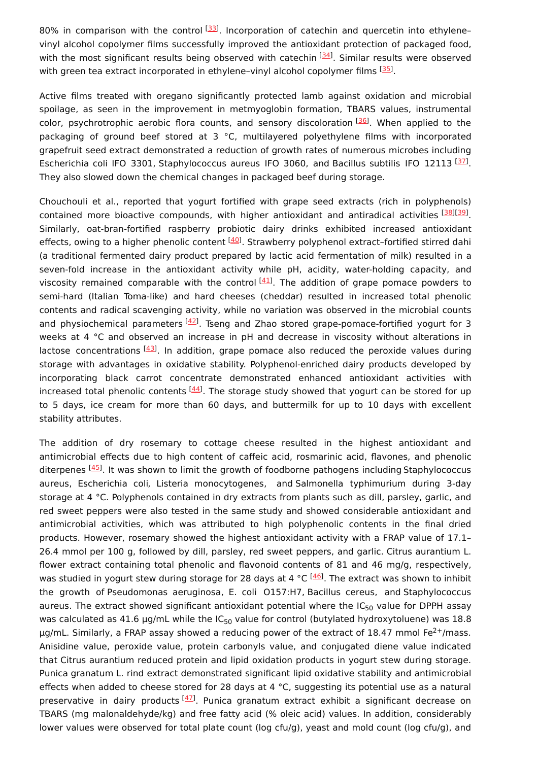80% in comparison with the control [33]. Incorporation of catechin and quercetin into ethylene–vinyl alcohol copolymer films successfully improved the antioxidant protection of packaged food, with the most significant results being observed with catechin [34]. Similar results were observed with green tea extract incorporated in ethylene–vinyl alcohol copolymer films [35].

Active films treated with oregano significantly protected lamb against oxidation and microbial spoilage, as seen in the improvement in metmyoglobin formation, TBARS values, instrumental color, psychrotrophic aerobic flora counts, and sensory discoloration [36]. When applied to the packaging of ground beef stored at 3 °C, multilayered polyethylene films with incorporated grapefruit seed extract demonstrated a reduction of growth rates of numerous microbes including Escherichia coli IFO 3301, Staphylococcus aureus IFO 3060, and Bacillus subtilis IFO 12113 [37]. They also slowed down the chemical changes in packaged beef during storage.

Chouchouli et al., reported that yogurt fortified with grape seed extracts (rich in polyphenols) contained more bioactive compounds, with higher antioxidant and antiradical activities [38][39]. Similarly, oat-bran-fortified raspberry probiotic dairy drinks exhibited increased antioxidant effects, owing to a higher phenolic content [40]. Strawberry polyphenol extract–fortified stirred dahi (a traditional fermented dairy product prepared by lactic acid fermentation of milk) resulted in a seven-fold increase in the antioxidant activity while pH, acidity, water-holding capacity, and viscosity remained comparable with the control [41]. The addition of grape pomace powders to semi-hard (Italian Toma-like) and hard cheeses (cheddar) resulted in increased total phenolic contents and radical scavenging activity, while no variation was observed in the microbial counts and physiochemical parameters [42]. Tseng and Zhao stored grape-pomace-fortified yogurt for 3 weeks at 4 °C and observed an increase in pH and decrease in viscosity without alterations in lactose concentrations [43]. In addition, grape pomace also reduced the peroxide values during storage with advantages in oxidative stability. Polyphenol-enriched dairy products developed by incorporating black carrot concentrate demonstrated enhanced antioxidant activities with increased total phenolic contents [44]. The storage study showed that yogurt can be stored for up to 5 days, ice cream for more than 60 days, and buttermilk for up to 10 days with excellent stability attributes.

The addition of dry rosemary to cottage cheese resulted in the highest antioxidant and antimicrobial effects due to high content of caffeic acid, rosmarinic acid, flavones, and phenolic diterpenes [45]. It was shown to limit the growth of foodborne pathogens including Staphylococcus aureus, Escherichia coli, Listeria monocytogenes, and Salmonella typhimurium during 3-day storage at 4 °C. Polyphenols contained in dry extracts from plants such as dill, parsley, garlic, and red sweet peppers were also tested in the same study and showed considerable antioxidant and antimicrobial activities, which was attributed to high polyphenolic contents in the final dried products. However, rosemary showed the highest antioxidant activity with a FRAP value of 17.1–26.4 mmol per 100 g, followed by dill, parsley, red sweet peppers, and garlic. Citrus aurantium L. flower extract containing total phenolic and flavonoid contents of 81 and 46 mg/g, respectively, was studied in yogurt stew during storage for 28 days at 4 °C [46]. The extract was shown to inhibit the growth of Pseudomonas aeruginosa, E. coli O157:H7, Bacillus cereus, and Staphylococcus aureus. The extract showed significant antioxidant potential where the $IC_{50}$ value for DPPH assay was calculated as 41.6 µg/mL while the $IC_{50}$ value for control (butylated hydroxytoluene) was 18.8 µg/mL. Similarly, a FRAP assay showed a reducing power of the extract of 18.47 mmol $Fe^{2+}$/mass. Anisidine value, peroxide value, protein carbonyls value, and conjugated diene value indicated that Citrus aurantium reduced protein and lipid oxidation products in yogurt stew during storage. Punica granatum L. rind extract demonstrated significant lipid oxidative stability and antimicrobial effects when added to cheese stored for 28 days at 4 °C, suggesting its potential use as a natural preservative in dairy products [47]. Punica granatum extract exhibit a significant decrease on TBARS (mg malonaldehyde/kg) and free fatty acid (% oleic acid) values. In addition, considerably lower values were observed for total plate count (log cfu/g), yeast and mold count (log cfu/g), and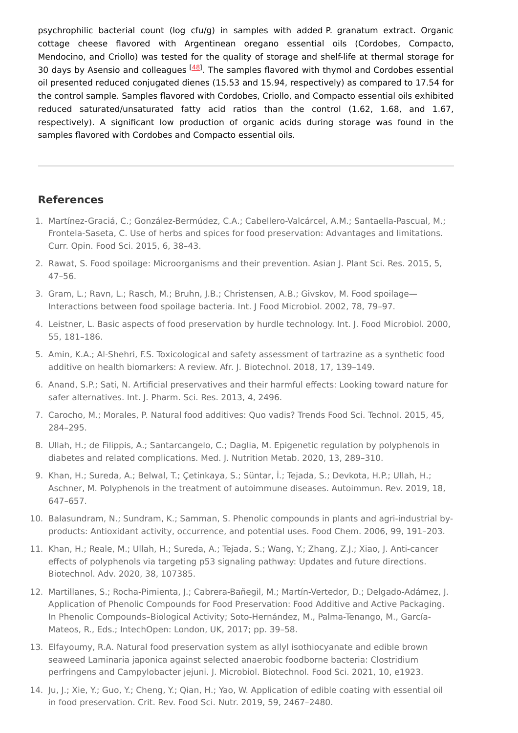psychrophilic bacterial count (log cfu/g) in samples with added P. granatum extract. Organic cottage cheese flavored with Argentinean oregano essential oils (Cordobes, Compacto, Mendocino, and Criollo) was tested for the quality of storage and shelf-life at thermal storage for 30 days by Asensio and colleagues [48]. The samples flavored with thymol and Cordobes essential oil presented reduced conjugated dienes (15.53 and 15.94, respectively) as compared to 17.54 for the control sample. Samples flavored with Cordobes, Criollo, and Compacto essential oils exhibited reduced saturated/unsaturated fatty acid ratios than the control (1.62, 1.68, and 1.67, respectively). A significant low production of organic acids during storage was found in the samples flavored with Cordobes and Compacto essential oils.

---

## References

1. Martínez-Graciá, C.; González-Bermúdez, C.A.; Cabellero-Valcárcel, A.M.; Santaella-Pascual, M.; Frontela-Saseta, C. Use of herbs and spices for food preservation: Advantages and limitations. Curr. Opin. Food Sci. 2015, 6, 38–43.
2. Rawat, S. Food spoilage: Microorganisms and their prevention. Asian J. Plant Sci. Res. 2015, 5, 47–56.
3. Gram, L.; Ravn, L.; Rasch, M.; Bruhn, J.B.; Christensen, A.B.; Givskov, M. Food spoilage—Interactions between food spoilage bacteria. Int. J Food Microbiol. 2002, 78, 79–97.
4. Leistner, L. Basic aspects of food preservation by hurdle technology. Int. J. Food Microbiol. 2000, 55, 181–186.
5. Amin, K.A.; Al-Shehri, F.S. Toxicological and safety assessment of tartrazine as a synthetic food additive on health biomarkers: A review. Afr. J. Biotechnol. 2018, 17, 139–149.
6. Anand, S.P.; Sati, N. Artificial preservatives and their harmful effects: Looking toward nature for safer alternatives. Int. J. Pharm. Sci. Res. 2013, 4, 2496.
7. Carocho, M.; Morales, P. Natural food additives: Quo vadis? Trends Food Sci. Technol. 2015, 45, 284–295.
8. Ullah, H.; de Filippis, A.; Santarcangelo, C.; Daglia, M. Epigenetic regulation by polyphenols in diabetes and related complications. Med. J. Nutrition Metab. 2020, 13, 289–310.
9. Khan, H.; Sureda, A.; Belwal, T.; Çetinkaya, S.; Süntar, İ.; Tejada, S.; Devkota, H.P.; Ullah, H.; Aschner, M. Polyphenols in the treatment of autoimmune diseases. Autoimmun. Rev. 2019, 18, 647–657.
10. Balasundram, N.; Sundram, K.; Samman, S. Phenolic compounds in plants and agri-industrial by-products: Antioxidant activity, occurrence, and potential uses. Food Chem. 2006, 99, 191–203.
11. Khan, H.; Reale, M.; Ullah, H.; Sureda, A.; Tejada, S.; Wang, Y.; Zhang, Z.J.; Xiao, J. Anti-cancer effects of polyphenols via targeting p53 signaling pathway: Updates and future directions. Biotechnol. Adv. 2020, 38, 107385.
12. Martillanes, S.; Rocha-Pimienta, J.; Cabrera-Bañegil, M.; Martín-Vertedor, D.; Delgado-Adámez, J. Application of Phenolic Compounds for Food Preservation: Food Additive and Active Packaging. In Phenolic Compounds–Biological Activity; Soto-Hernández, M., Palma-Tenango, M., García-Mateos, R., Eds.; IntechOpen: London, UK, 2017; pp. 39–58.
13. Elfayoumy, R.A. Natural food preservation system as allyl isothiocyanate and edible brown seaweed Laminaria japonica against selected anaerobic foodborne bacteria: Clostridium perfringens and Campylobacter jejuni. J. Microbiol. Biotechnol. Food Sci. 2021, 10, e1923.
14. Ju, J.; Xie, Y.; Guo, Y.; Cheng, Y.; Qian, H.; Yao, W. Application of edible coating with essential oil in food preservation. Crit. Rev. Food Sci. Nutr. 2019, 59, 2467–2480.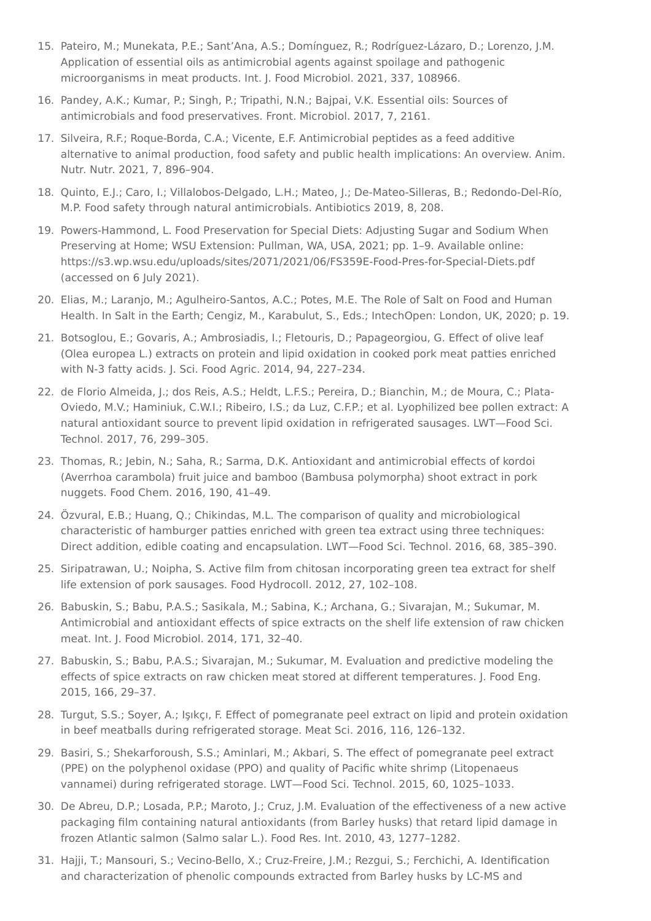15. Pateiro, M.; Munekata, P.E.; Sant'Ana, A.S.; Domínguez, R.; Rodríguez-Lázaro, D.; Lorenzo, J.M. Application of essential oils as antimicrobial agents against spoilage and pathogenic microorganisms in meat products. Int. J. Food Microbiol. 2021, 337, 108966.
16. Pandey, A.K.; Kumar, P.; Singh, P.; Tripathi, N.N.; Bajpai, V.K. Essential oils: Sources of antimicrobials and food preservatives. Front. Microbiol. 2017, 7, 2161.
17. Silveira, R.F.; Roque-Borda, C.A.; Vicente, E.F. Antimicrobial peptides as a feed additive alternative to animal production, food safety and public health implications: An overview. Anim. Nutr. Nutr. 2021, 7, 896–904.
18. Quinto, E.J.; Caro, I.; Villalobos-Delgado, L.H.; Mateo, J.; De-Mateo-Silleras, B.; Redondo-Del-Río, M.P. Food safety through natural antimicrobials. Antibiotics 2019, 8, 208.
19. Powers-Hammond, L. Food Preservation for Special Diets: Adjusting Sugar and Sodium When Preserving at Home; WSU Extension: Pullman, WA, USA, 2021; pp. 1–9. Available online: https://s3.wp.wsu.edu/uploads/sites/2071/2021/06/FS359E-Food-Pres-for-Special-Diets.pdf (accessed on 6 July 2021).
20. Elias, M.; Laranjo, M.; Agulheiro-Santos, A.C.; Potes, M.E. The Role of Salt on Food and Human Health. In Salt in the Earth; Cengiz, M., Karabulut, S., Eds.; IntechOpen: London, UK, 2020; p. 19.
21. Botsoglou, E.; Govaris, A.; Ambrosiadis, I.; Fletouris, D.; Papageorgiou, G. Effect of olive leaf (Olea europea L.) extracts on protein and lipid oxidation in cooked pork meat patties enriched with N-3 fatty acids. J. Sci. Food Agric. 2014, 94, 227–234.
22. de Florio Almeida, J.; dos Reis, A.S.; Heldt, L.F.S.; Pereira, D.; Bianchin, M.; de Moura, C.; Plata-Oviedo, M.V.; Haminiuk, C.W.I.; Ribeiro, I.S.; da Luz, C.F.P.; et al. Lyophilized bee pollen extract: A natural antioxidant source to prevent lipid oxidation in refrigerated sausages. LWT—Food Sci. Technol. 2017, 76, 299–305.
23. Thomas, R.; Jebin, N.; Saha, R.; Sarma, D.K. Antioxidant and antimicrobial effects of kordoi (Averrhoa carambola) fruit juice and bamboo (Bambusa polymorpha) shoot extract in pork nuggets. Food Chem. 2016, 190, 41–49.
24. Özvural, E.B.; Huang, Q.; Chikindas, M.L. The comparison of quality and microbiological characteristic of hamburger patties enriched with green tea extract using three techniques: Direct addition, edible coating and encapsulation. LWT—Food Sci. Technol. 2016, 68, 385–390.
25. Siripatrawan, U.; Noipha, S. Active film from chitosan incorporating green tea extract for shelf life extension of pork sausages. Food Hydrocoll. 2012, 27, 102–108.
26. Babuskin, S.; Babu, P.A.S.; Sasikala, M.; Sabina, K.; Archana, G.; Sivarajan, M.; Sukumar, M. Antimicrobial and antioxidant effects of spice extracts on the shelf life extension of raw chicken meat. Int. J. Food Microbiol. 2014, 171, 32–40.
27. Babuskin, S.; Babu, P.A.S.; Sivarajan, M.; Sukumar, M. Evaluation and predictive modeling the effects of spice extracts on raw chicken meat stored at different temperatures. J. Food Eng. 2015, 166, 29–37.
28. Turgut, S.S.; Soyer, A.; Işıkçı, F. Effect of pomegranate peel extract on lipid and protein oxidation in beef meatballs during refrigerated storage. Meat Sci. 2016, 116, 126–132.
29. Basiri, S.; Shekarforoush, S.S.; Aminlari, M.; Akbari, S. The effect of pomegranate peel extract (PPE) on the polyphenol oxidase (PPO) and quality of Pacific white shrimp (Litopenaeus vannamei) during refrigerated storage. LWT—Food Sci. Technol. 2015, 60, 1025–1033.
30. De Abreu, D.P.; Losada, P.P.; Maroto, J.; Cruz, J.M. Evaluation of the effectiveness of a new active packaging film containing natural antioxidants (from Barley husks) that retard lipid damage in frozen Atlantic salmon (Salmo salar L.). Food Res. Int. 2010, 43, 1277–1282.
31. Hajji, T.; Mansouri, S.; Vecino-Bello, X.; Cruz-Freire, J.M.; Rezgui, S.; Ferchichi, A. Identification and characterization of phenolic compounds extracted from Barley husks by LC-MS and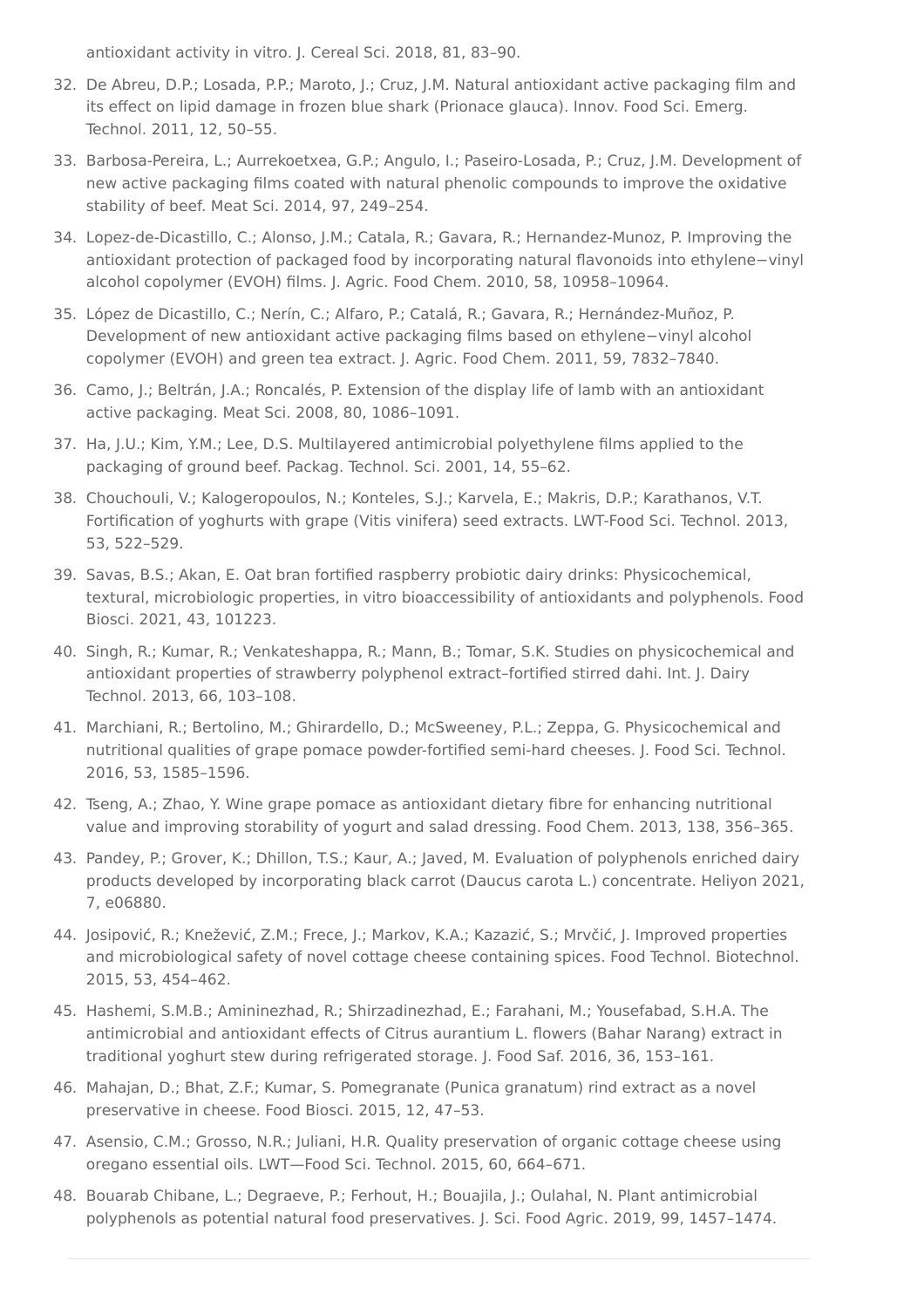antioxidant activity in vitro. J. Cereal Sci. 2018, 81, 83–90.

32. De Abreu, D.P.; Losada, P.P.; Maroto, J.; Cruz, J.M. Natural antioxidant active packaging film and its effect on lipid damage in frozen blue shark (Prionace glauca). Innov. Food Sci. Emerg. Technol. 2011, 12, 50–55.
33. Barbosa-Pereira, L.; Aurrekoetxea, G.P.; Angulo, I.; Paseiro-Losada, P.; Cruz, J.M. Development of new active packaging films coated with natural phenolic compounds to improve the oxidative stability of beef. Meat Sci. 2014, 97, 249–254.
34. Lopez-de-Dicastillo, C.; Alonso, J.M.; Catala, R.; Gavara, R.; Hernandez-Munoz, P. Improving the antioxidant protection of packaged food by incorporating natural flavonoids into ethylene−vinyl alcohol copolymer (EVOH) films. J. Agric. Food Chem. 2010, 58, 10958–10964.
35. López de Dicastillo, C.; Nerín, C.; Alfaro, P.; Catalá, R.; Gavara, R.; Hernández-Muñoz, P. Development of new antioxidant active packaging films based on ethylene−vinyl alcohol copolymer (EVOH) and green tea extract. J. Agric. Food Chem. 2011, 59, 7832–7840.
36. Camo, J.; Beltrán, J.A.; Roncalés, P. Extension of the display life of lamb with an antioxidant active packaging. Meat Sci. 2008, 80, 1086–1091.
37. Ha, J.U.; Kim, Y.M.; Lee, D.S. Multilayered antimicrobial polyethylene films applied to the packaging of ground beef. Packag. Technol. Sci. 2001, 14, 55–62.
38. Chouchouli, V.; Kalogeropoulos, N.; Konteles, S.J.; Karvela, E.; Makris, D.P.; Karathanos, V.T. Fortification of yoghurts with grape (Vitis vinifera) seed extracts. LWT-Food Sci. Technol. 2013, 53, 522–529.
39. Savas, B.S.; Akan, E. Oat bran fortified raspberry probiotic dairy drinks: Physicochemical, textural, microbiologic properties, in vitro bioaccessibility of antioxidants and polyphenols. Food Biosci. 2021, 43, 101223.
40. Singh, R.; Kumar, R.; Venkateshappa, R.; Mann, B.; Tomar, S.K. Studies on physicochemical and antioxidant properties of strawberry polyphenol extract–fortified stirred dahi. Int. J. Dairy Technol. 2013, 66, 103–108.
41. Marchiani, R.; Bertolino, M.; Ghirardello, D.; McSweeney, P.L.; Zeppa, G. Physicochemical and nutritional qualities of grape pomace powder-fortified semi-hard cheeses. J. Food Sci. Technol. 2016, 53, 1585–1596.
42. Tseng, A.; Zhao, Y. Wine grape pomace as antioxidant dietary fibre for enhancing nutritional value and improving storability of yogurt and salad dressing. Food Chem. 2013, 138, 356–365.
43. Pandey, P.; Grover, K.; Dhillon, T.S.; Kaur, A.; Javed, M. Evaluation of polyphenols enriched dairy products developed by incorporating black carrot (Daucus carota L.) concentrate. Heliyon 2021, 7, e06880.
44. Josipović, R.; Knežević, Z.M.; Frece, J.; Markov, K.A.; Kazazić, S.; Mrvčić, J. Improved properties and microbiological safety of novel cottage cheese containing spices. Food Technol. Biotechnol. 2015, 53, 454–462.
45. Hashemi, S.M.B.; Amininezhad, R.; Shirzadinezhad, E.; Farahani, M.; Yousefabad, S.H.A. The antimicrobial and antioxidant effects of Citrus aurantium L. flowers (Bahar Narang) extract in traditional yoghurt stew during refrigerated storage. J. Food Saf. 2016, 36, 153–161.
46. Mahajan, D.; Bhat, Z.F.; Kumar, S. Pomegranate (Punica granatum) rind extract as a novel preservative in cheese. Food Biosci. 2015, 12, 47–53.
47. Asensio, C.M.; Grosso, N.R.; Juliani, H.R. Quality preservation of organic cottage cheese using oregano essential oils. LWT—Food Sci. Technol. 2015, 60, 664–671.
48. Bouarab Chibane, L.; Degraeve, P.; Ferhout, H.; Bouajila, J.; Oulahal, N. Plant antimicrobial polyphenols as potential natural food preservatives. J. Sci. Food Agric. 2019, 99, 1457–1474.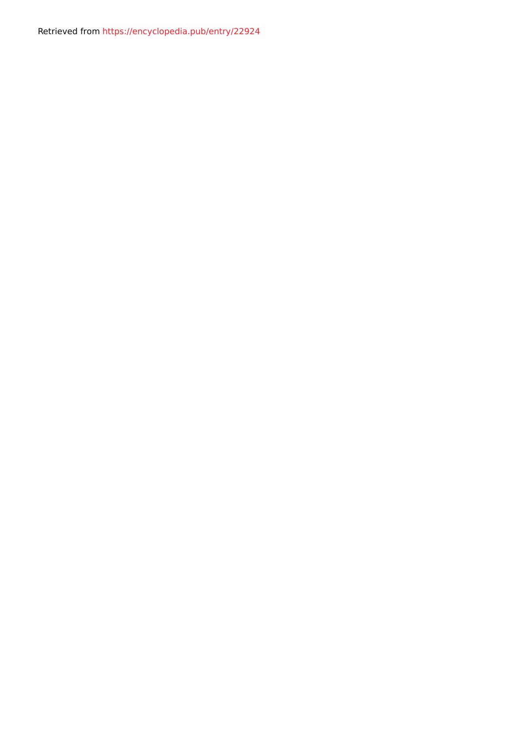Retrieved from https://encyclopedia.pub/entry/22924